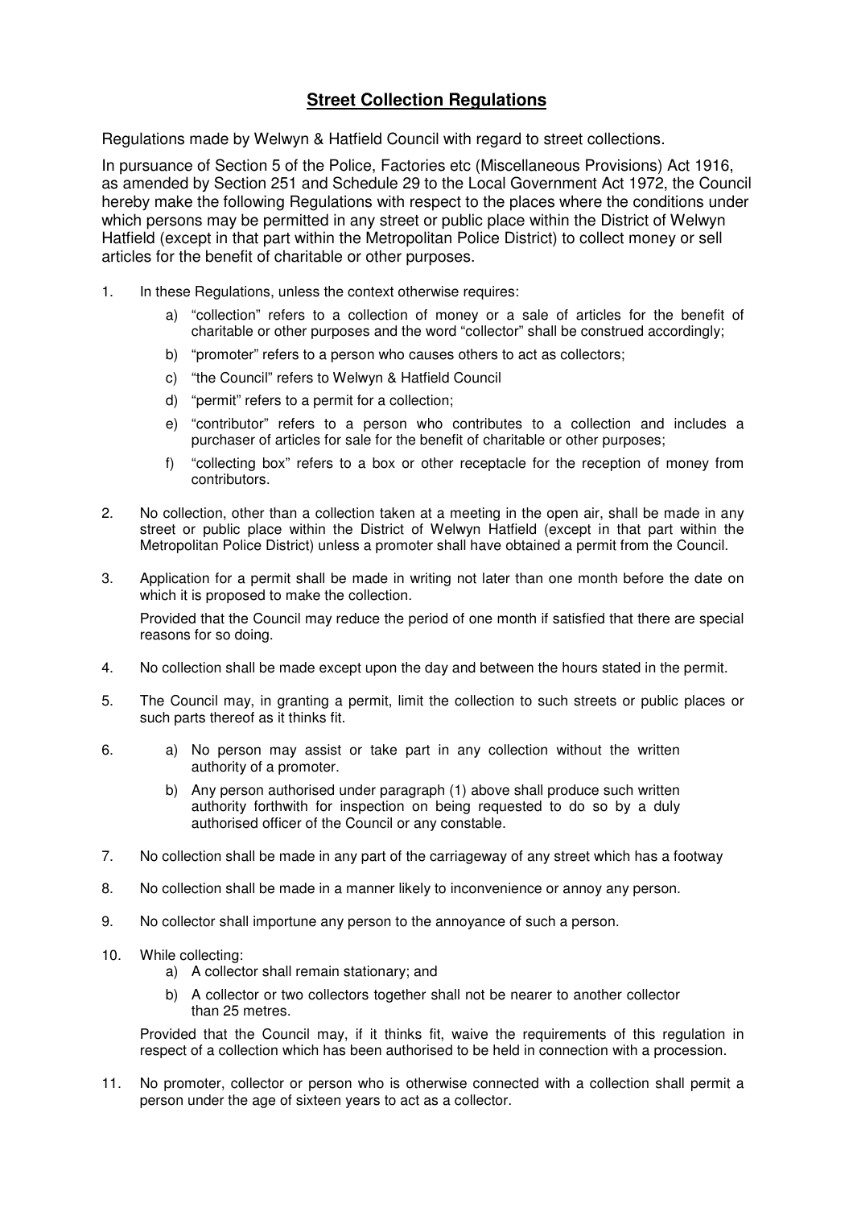# Street Collection Regulations

Regulations made by Welwyn & Hatfield Council with regard to street collections.

In pursuance of Section 5 of the Police, Factories etc (Miscellaneous Provisions) Act 1916, as amended by Section 251 and Schedule 29 to the Local Government Act 1972, the Council hereby make the following Regulations with respect to the places where the conditions under which persons may be permitted in any street or public place within the District of Welwyn Hatfield (except in that part within the Metropolitan Police District) to collect money or sell articles for the benefit of charitable or other purposes.

1. In these Regulations, unless the context otherwise requires:
   a) "collection" refers to a collection of money or a sale of articles for the benefit of charitable or other purposes and the word "collector" shall be construed accordingly;
   b) "promoter" refers to a person who causes others to act as collectors;
   c) "the Council" refers to Welwyn & Hatfield Council
   d) "permit" refers to a permit for a collection;
   e) "contributor" refers to a person who contributes to a collection and includes a purchaser of articles for sale for the benefit of charitable or other purposes;
   f) "collecting box" refers to a box or other receptacle for the reception of money from contributors.

2. No collection, other than a collection taken at a meeting in the open air, shall be made in any street or public place within the District of Welwyn Hatfield (except in that part within the Metropolitan Police District) unless a promoter shall have obtained a permit from the Council.

3. Application for a permit shall be made in writing not later than one month before the date on which it is proposed to make the collection.

   Provided that the Council may reduce the period of one month if satisfied that there are special reasons for so doing.

4. No collection shall be made except upon the day and between the hours stated in the permit.

5. The Council may, in granting a permit, limit the collection to such streets or public places or such parts thereof as it thinks fit.

6. a) No person may assist or take part in any collection without the written authority of a promoter.
   b) Any person authorised under paragraph (1) above shall produce such written authority forthwith for inspection on being requested to do so by a duly authorised officer of the Council or any constable.

7. No collection shall be made in any part of the carriageway of any street which has a footway

8. No collection shall be made in a manner likely to inconvenience or annoy any person.

9. No collector shall importune any person to the annoyance of such a person.

10. While collecting:
    a) A collector shall remain stationary; and
    b) A collector or two collectors together shall not be nearer to another collector than 25 metres.

    Provided that the Council may, if it thinks fit, waive the requirements of this regulation in respect of a collection which has been authorised to be held in connection with a procession.

11. No promoter, collector or person who is otherwise connected with a collection shall permit a person under the age of sixteen years to act as a collector.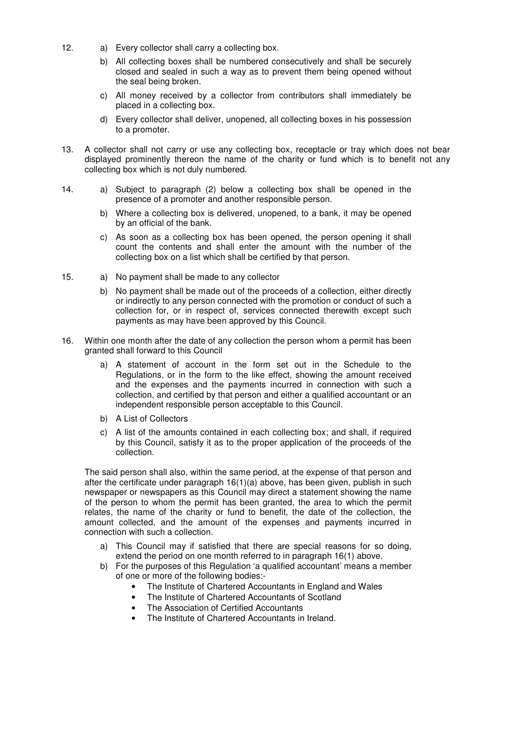12. a) Every collector shall carry a collecting box.

    b) All collecting boxes shall be numbered consecutively and shall be securely closed and sealed in such a way as to prevent them being opened without the seal being broken.

    c) All money received by a collector from contributors shall immediately be placed in a collecting box.

    d) Every collector shall deliver, unopened, all collecting boxes in his possession to a promoter.

13. A collector shall not carry or use any collecting box, receptacle or tray which does not bear displayed prominently thereon the name of the charity or fund which is to benefit not any collecting box which is not duly numbered.

14. a) Subject to paragraph (2) below a collecting box shall be opened in the presence of a promoter and another responsible person.

    b) Where a collecting box is delivered, unopened, to a bank, it may be opened by an official of the bank.

    c) As soon as a collecting box has been opened, the person opening it shall count the contents and shall enter the amount with the number of the collecting box on a list which shall be certified by that person.

15. a) No payment shall be made to any collector

    b) No payment shall be made out of the proceeds of a collection, either directly or indirectly to any person connected with the promotion or conduct of such a collection for, or in respect of, services connected therewith except such payments as may have been approved by this Council.

16. Within one month after the date of any collection the person whom a permit has been granted shall forward to this Council

    a) A statement of account in the form set out in the Schedule to the Regulations, or in the form to the like effect, showing the amount received and the expenses and the payments incurred in connection with such a collection, and certified by that person and either a qualified accountant or an independent responsible person acceptable to this Council.

    b) A List of Collectors

    c) A list of the amounts contained in each collecting box; and shall, if required by this Council, satisfy it as to the proper application of the proceeds of the collection.

    The said person shall also, within the same period, at the expense of that person and after the certificate under paragraph 16(1)(a) above, has been given, publish in such newspaper or newspapers as this Council may direct a statement showing the name of the person to whom the permit has been granted, the area to which the permit relates, the name of the charity or fund to benefit, the date of the collection, the amount collected, and the amount of the expenses and payments incurred in connection with such a collection.

    a) This Council may if satisfied that there are special reasons for so doing, extend the period on one month referred to in paragraph 16(1) above.

    b) For the purposes of this Regulation 'a qualified accountant' means a member of one or more of the following bodies:-
        - The Institute of Chartered Accountants in England and Wales
        - The Institute of Chartered Accountants of Scotland
        - The Association of Certified Accountants
        - The Institute of Chartered Accountants in Ireland.